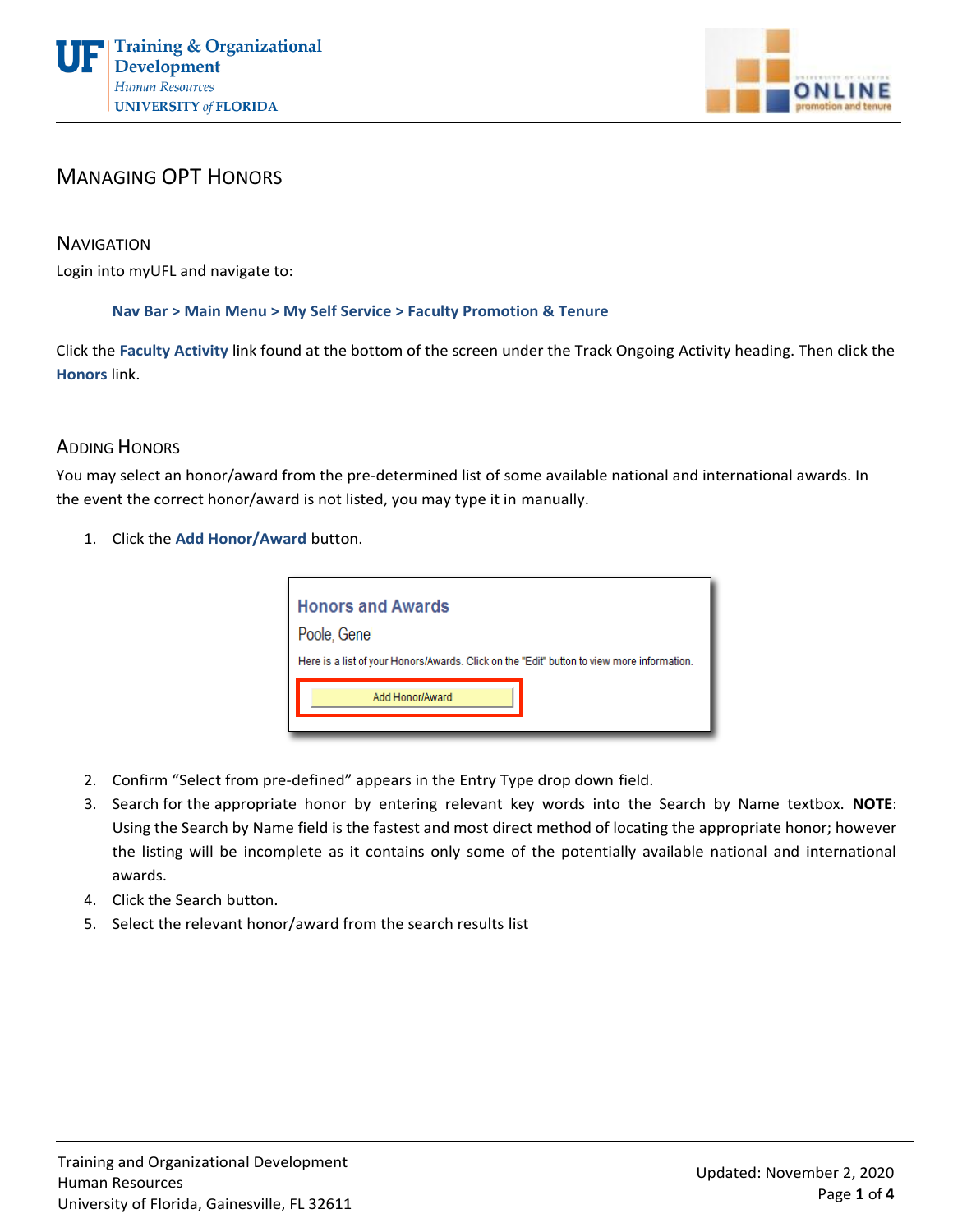# Managing OPT Honors

## Navigation

Login into myUFL and navigate to:

**Nav Bar > Main Menu > My Self Service > Faculty Promotion & Tenure**

Click the **Faculty Activity** link found at the bottom of the screen under the Track Ongoing Activity heading. Then click the **Honors** link.

## Adding Honors

You may select an honor/award from the pre-determined list of some available national and international awards. In the event the correct honor/award is not listed, you may type it in manually.

1. Click the **Add Honor/Award** button.
2. Confirm "Select from pre-defined" appears in the Entry Type drop down field.
3. Search for the appropriate honor by entering relevant key words into the Search by Name textbox. **NOTE**: Using the Search by Name field is the fastest and most direct method of locating the appropriate honor; however the listing will be incomplete as it contains only some of the potentially available national and international awards.
4. Click the Search button.
5. Select the relevant honor/award from the search results list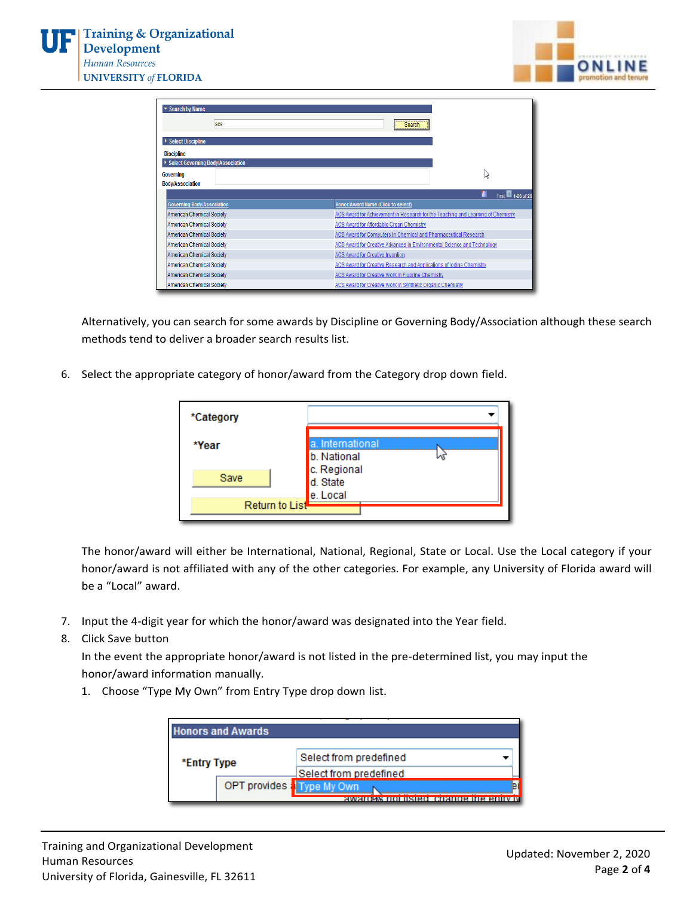Alternatively, you can search for some awards by Discipline or Governing Body/Association although these search methods tend to deliver a broader search results list.

6. Select the appropriate category of honor/award from the Category drop down field.

The honor/award will either be International, National, Regional, State or Local. Use the Local category if your honor/award is not affiliated with any of the other categories. For example, any University of Florida award will be a "Local" award.

7. Input the 4-digit year for which the honor/award was designated into the Year field.
8. Click Save button

   In the event the appropriate honor/award is not listed in the pre-determined list, you may input the honor/award information manually.

   1. Choose "Type My Own" from Entry Type drop down list.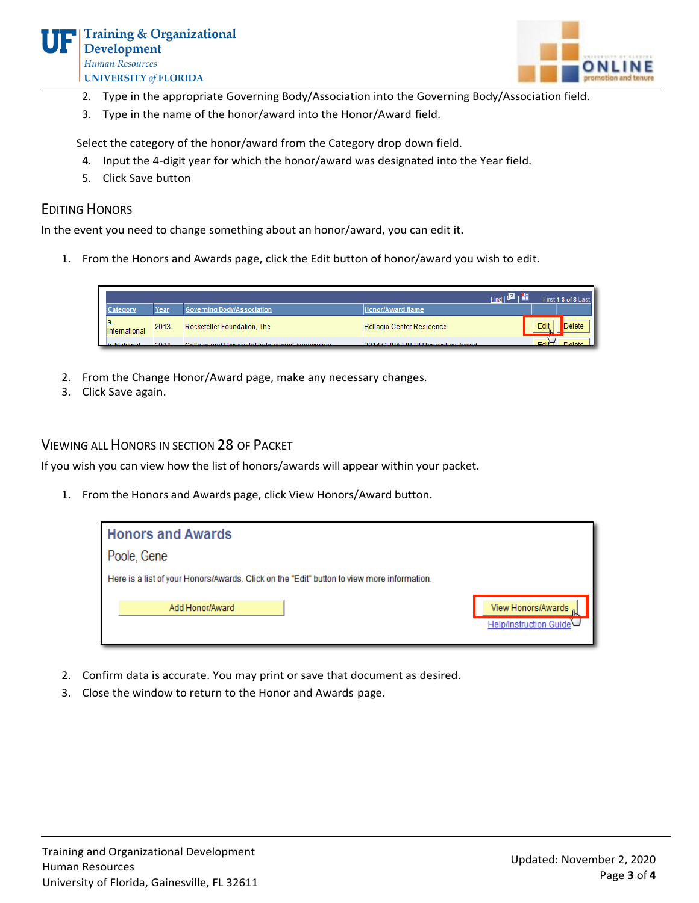2. Type in the appropriate Governing Body/Association into the Governing Body/Association field.
3. Type in the name of the honor/award into the Honor/Award field.

Select the category of the honor/award from the Category drop down field.

4. Input the 4-digit year for which the honor/award was designated into the Year field.
5. Click Save button

## Editing Honors

In the event you need to change something about an honor/award, you can edit it.

1. From the Honors and Awards page, click the Edit button of honor/award you wish to edit.

2. From the Change Honor/Award page, make any necessary changes.
3. Click Save again.

## Viewing all Honors in Section 28 of Packet

If you wish you can view how the list of honors/awards will appear within your packet.

1. From the Honors and Awards page, click View Honors/Award button.

2. Confirm data is accurate. You may print or save that document as desired.
3. Close the window to return to the Honor and Awards page.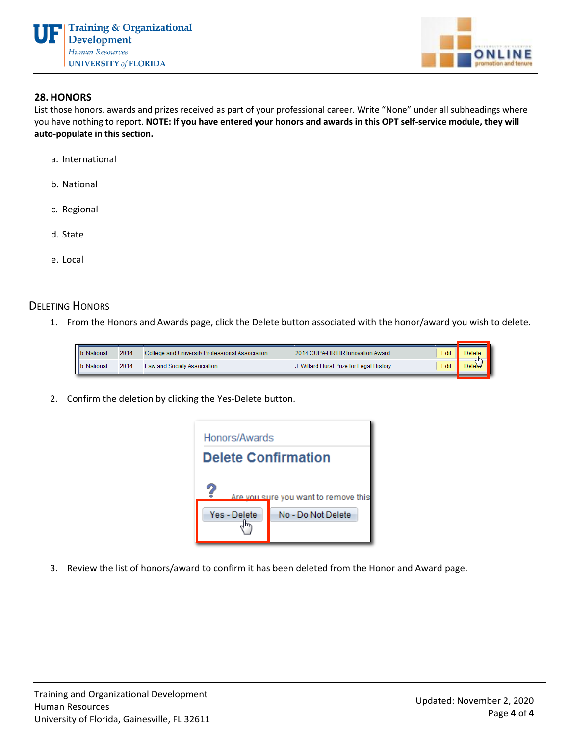## 28. HONORS

List those honors, awards and prizes received as part of your professional career. Write "None" under all subheadings where you have nothing to report. **NOTE: If you have entered your honors and awards in this OPT self-service module, they will auto-populate in this section.**

a. International

b. National

c. Regional

d. State

e. Local

## Deleting Honors

1. From the Honors and Awards page, click the Delete button associated with the honor/award you wish to delete.

2. Confirm the deletion by clicking the Yes-Delete button.

3. Review the list of honors/award to confirm it has been deleted from the Honor and Award page.